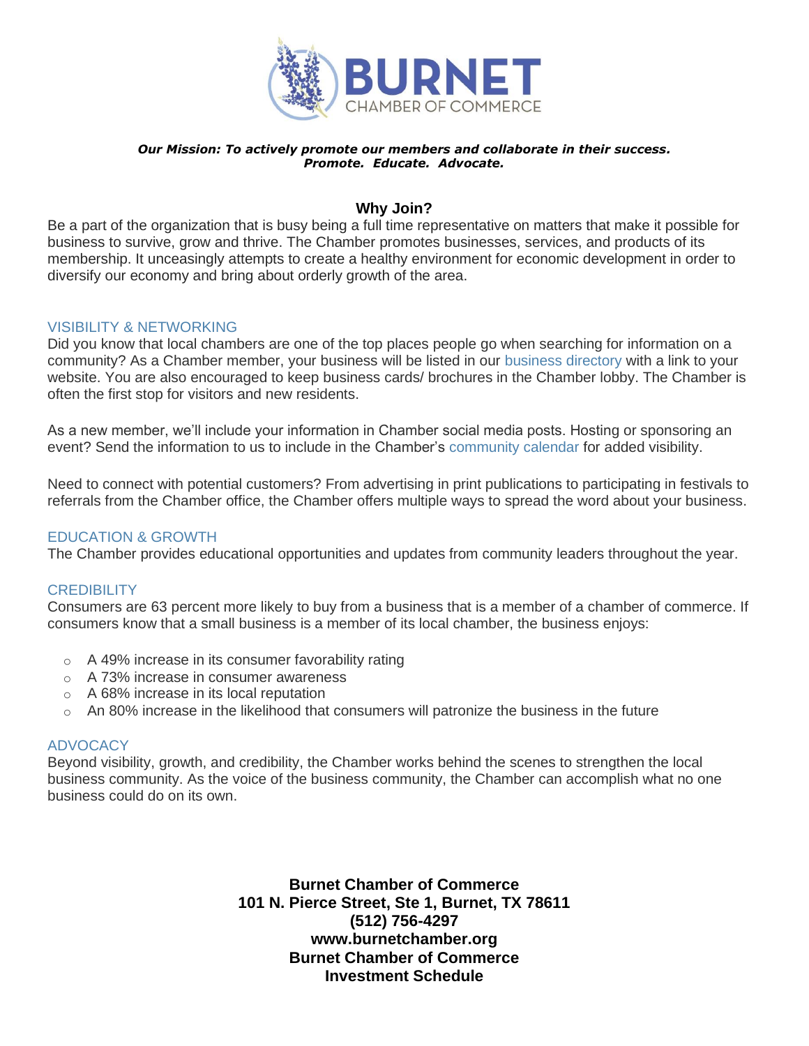# BURNET CHAMBER OF COMMERCE

***Our Mission: To actively promote our members and collaborate in their success.***
***Promote. Educate. Advocate.***

## Why Join?

Be a part of the organization that is busy being a full time representative on matters that make it possible for business to survive, grow and thrive. The Chamber promotes businesses, services, and products of its membership. It unceasingly attempts to create a healthy environment for economic development in order to diversify our economy and bring about orderly growth of the area.

### VISIBILITY & NETWORKING

Did you know that local chambers are one of the top places people go when searching for information on a community? As a Chamber member, your business will be listed in our business directory with a link to your website. You are also encouraged to keep business cards/ brochures in the Chamber lobby. The Chamber is often the first stop for visitors and new residents.

As a new member, we'll include your information in Chamber social media posts. Hosting or sponsoring an event? Send the information to us to include in the Chamber's community calendar for added visibility.

Need to connect with potential customers? From advertising in print publications to participating in festivals to referrals from the Chamber office, the Chamber offers multiple ways to spread the word about your business.

### EDUCATION & GROWTH

The Chamber provides educational opportunities and updates from community leaders throughout the year.

### CREDIBILITY

Consumers are 63 percent more likely to buy from a business that is a member of a chamber of commerce. If consumers know that a small business is a member of its local chamber, the business enjoys:

- A 49% increase in its consumer favorability rating
- A 73% increase in consumer awareness
- A 68% increase in its local reputation
- An 80% increase in the likelihood that consumers will patronize the business in the future

### ADVOCACY

Beyond visibility, growth, and credibility, the Chamber works behind the scenes to strengthen the local business community. As the voice of the business community, the Chamber can accomplish what no one business could do on its own.

**Burnet Chamber of Commerce**
**101 N. Pierce Street, Ste 1, Burnet, TX 78611**
**(512) 756-4297**
**www.burnetchamber.org**
**Burnet Chamber of Commerce**
**Investment Schedule**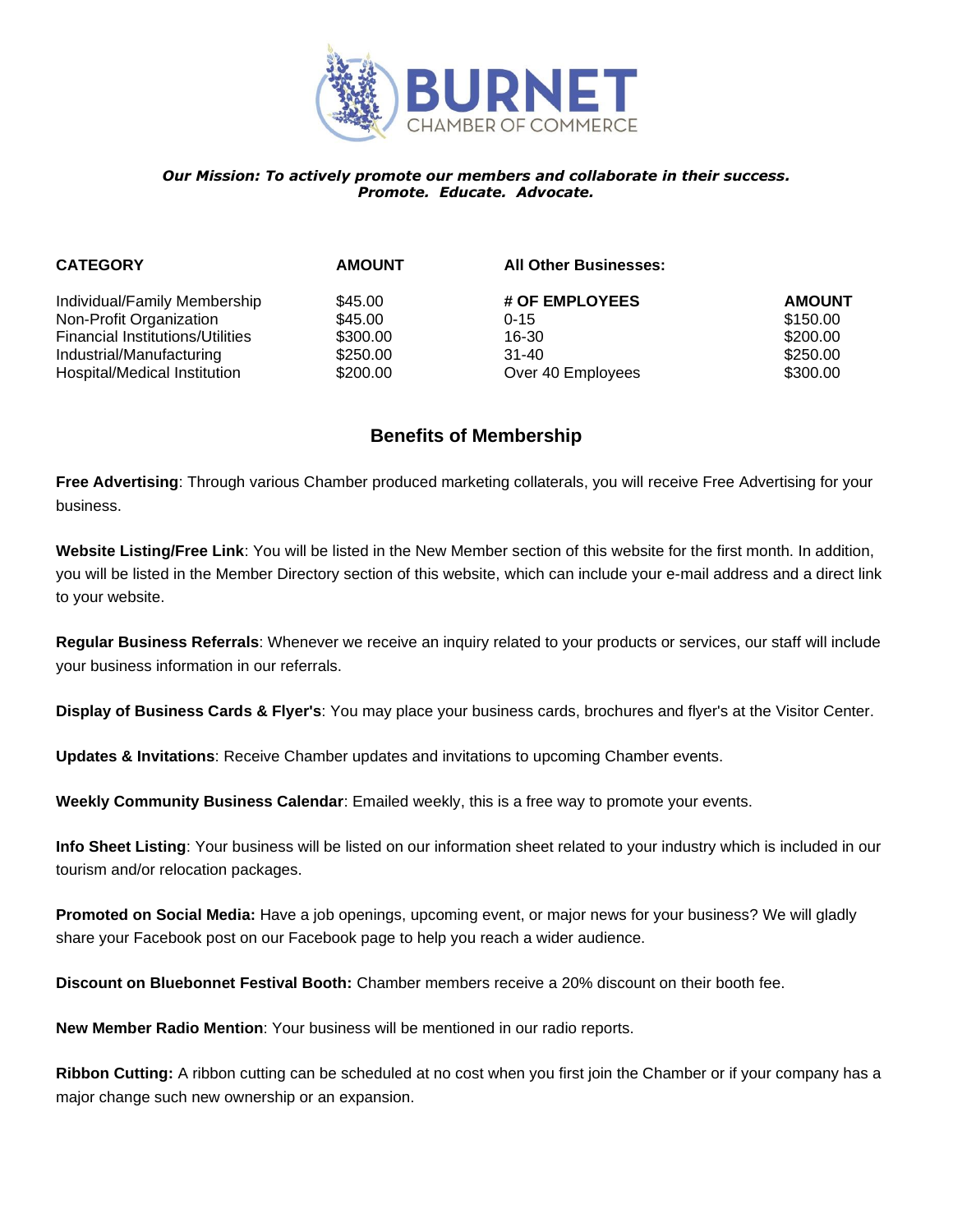# BURNET CHAMBER OF COMMERCE

***Our Mission: To actively promote our members and collaborate in their success.***
***Promote. Educate. Advocate.***

| CATEGORY | AMOUNT | All Other Businesses: | |
|---|---|---|---|
| | | **# OF EMPLOYEES** | **AMOUNT** |
| Individual/Family Membership | $45.00 | 0-15 | $150.00 |
| Non-Profit Organization | $45.00 | 16-30 | $200.00 |
| Financial Institutions/Utilities | $300.00 | 31-40 | $250.00 |
| Industrial/Manufacturing | $250.00 | Over 40 Employees | $300.00 |
| Hospital/Medical Institution | $200.00 | | |

## Benefits of Membership

**Free Advertising**: Through various Chamber produced marketing collaterals, you will receive Free Advertising for your business.

**Website Listing/Free Link**: You will be listed in the New Member section of this website for the first month. In addition, you will be listed in the Member Directory section of this website, which can include your e-mail address and a direct link to your website.

**Regular Business Referrals**: Whenever we receive an inquiry related to your products or services, our staff will include your business information in our referrals.

**Display of Business Cards & Flyer's**: You may place your business cards, brochures and flyer's at the Visitor Center.

**Updates & Invitations**: Receive Chamber updates and invitations to upcoming Chamber events.

**Weekly Community Business Calendar**: Emailed weekly, this is a free way to promote your events.

**Info Sheet Listing**: Your business will be listed on our information sheet related to your industry which is included in our tourism and/or relocation packages.

**Promoted on Social Media:** Have a job openings, upcoming event, or major news for your business? We will gladly share your Facebook post on our Facebook page to help you reach a wider audience.

**Discount on Bluebonnet Festival Booth:** Chamber members receive a 20% discount on their booth fee.

**New Member Radio Mention**: Your business will be mentioned in our radio reports.

**Ribbon Cutting:** A ribbon cutting can be scheduled at no cost when you first join the Chamber or if your company has a major change such new ownership or an expansion.